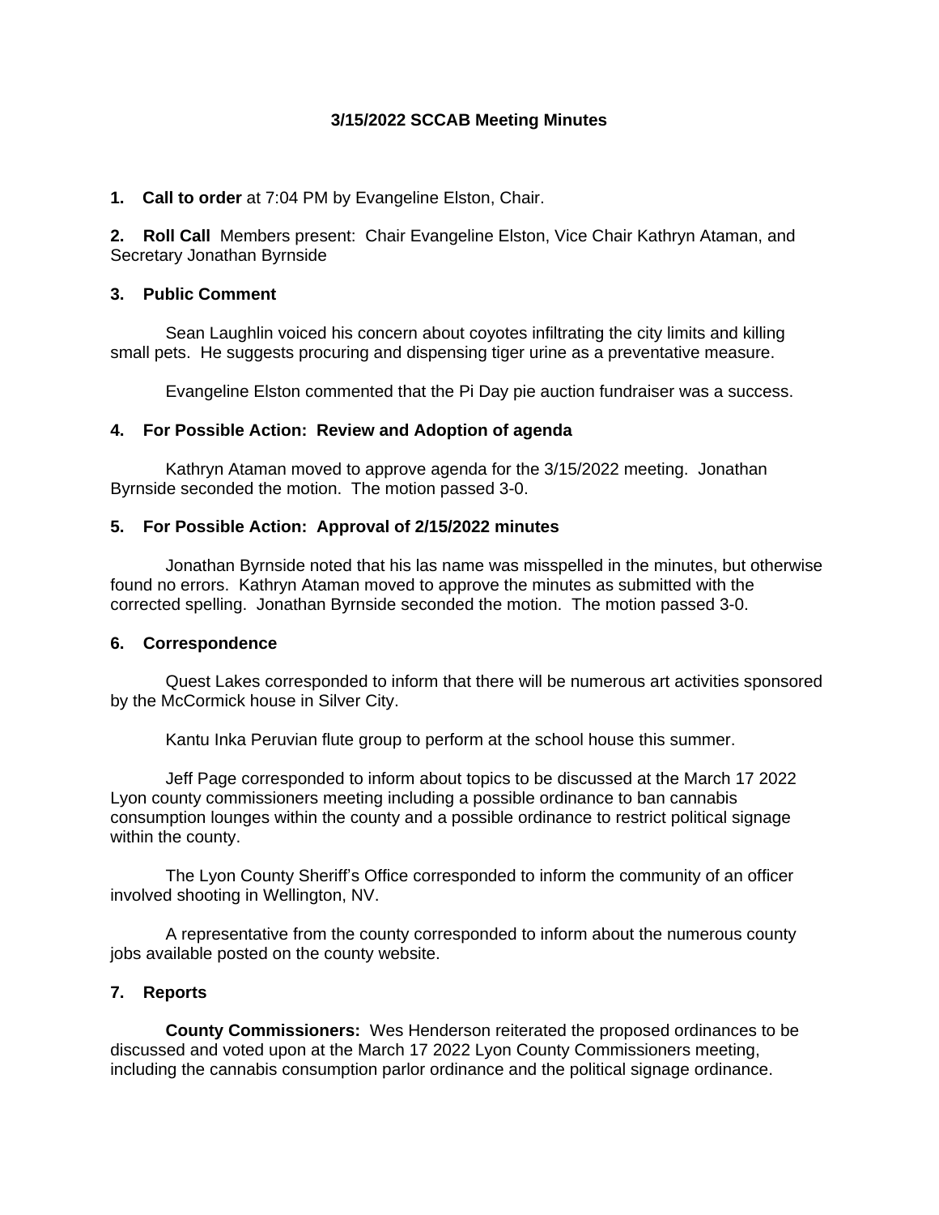# 3/15/2022 SCCAB Meeting Minutes

**1. Call to order** at 7:04 PM by Evangeline Elston, Chair.

**2. Roll Call** Members present: Chair Evangeline Elston, Vice Chair Kathryn Ataman, and Secretary Jonathan Byrnside

**3. Public Comment**

Sean Laughlin voiced his concern about coyotes infiltrating the city limits and killing small pets. He suggests procuring and dispensing tiger urine as a preventative measure.

Evangeline Elston commented that the Pi Day pie auction fundraiser was a success.

**4. For Possible Action: Review and Adoption of agenda**

Kathryn Ataman moved to approve agenda for the 3/15/2022 meeting. Jonathan Byrnside seconded the motion. The motion passed 3-0.

**5. For Possible Action: Approval of 2/15/2022 minutes**

Jonathan Byrnside noted that his las name was misspelled in the minutes, but otherwise found no errors. Kathryn Ataman moved to approve the minutes as submitted with the corrected spelling. Jonathan Byrnside seconded the motion. The motion passed 3-0.

**6. Correspondence**

Quest Lakes corresponded to inform that there will be numerous art activities sponsored by the McCormick house in Silver City.

Kantu Inka Peruvian flute group to perform at the school house this summer.

Jeff Page corresponded to inform about topics to be discussed at the March 17 2022 Lyon county commissioners meeting including a possible ordinance to ban cannabis consumption lounges within the county and a possible ordinance to restrict political signage within the county.

The Lyon County Sheriff's Office corresponded to inform the community of an officer involved shooting in Wellington, NV.

A representative from the county corresponded to inform about the numerous county jobs available posted on the county website.

**7. Reports**

**County Commissioners:** Wes Henderson reiterated the proposed ordinances to be discussed and voted upon at the March 17 2022 Lyon County Commissioners meeting, including the cannabis consumption parlor ordinance and the political signage ordinance.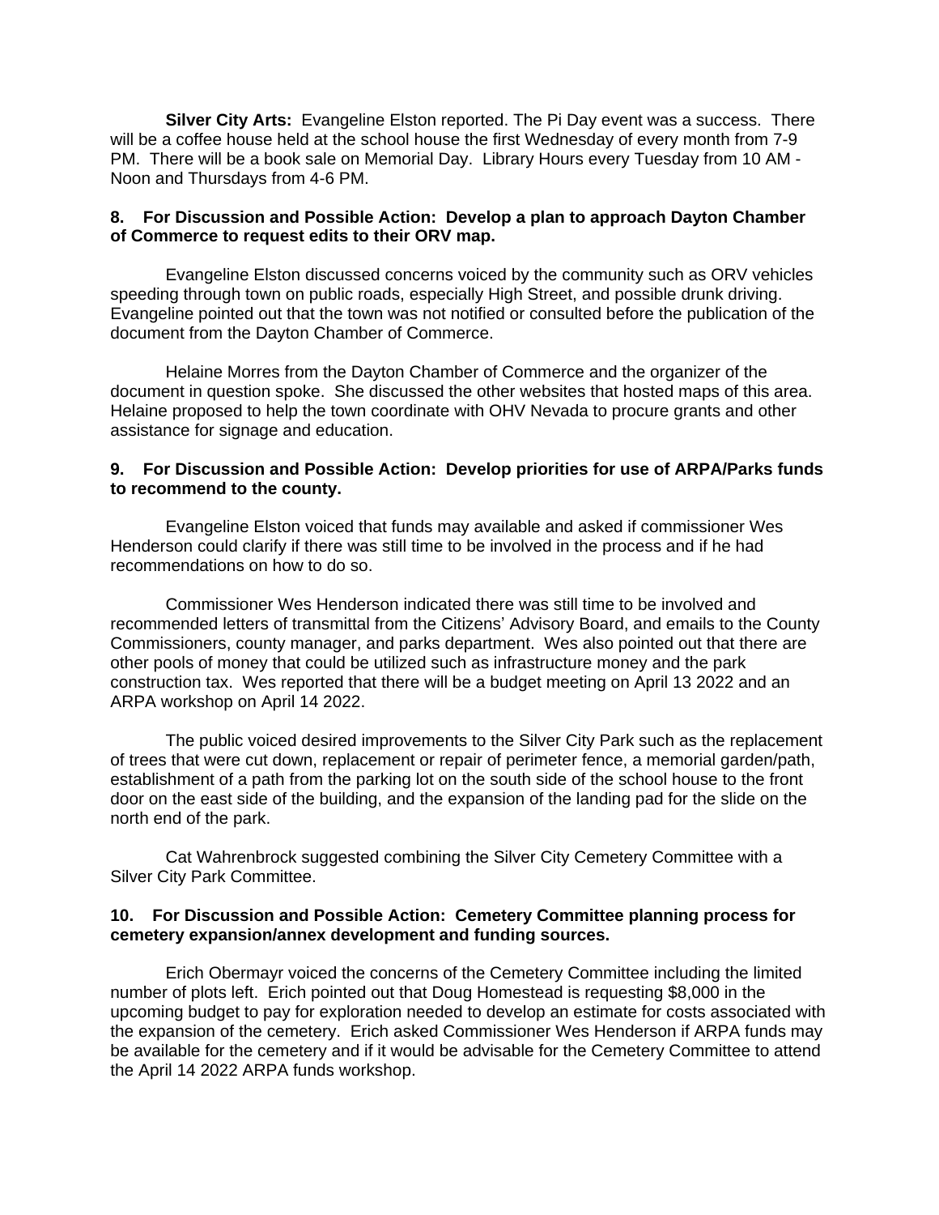**Silver City Arts:** Evangeline Elston reported. The Pi Day event was a success. There will be a coffee house held at the school house the first Wednesday of every month from 7-9 PM. There will be a book sale on Memorial Day. Library Hours every Tuesday from 10 AM - Noon and Thursdays from 4-6 PM.

**8. For Discussion and Possible Action: Develop a plan to approach Dayton Chamber of Commerce to request edits to their ORV map.**

Evangeline Elston discussed concerns voiced by the community such as ORV vehicles speeding through town on public roads, especially High Street, and possible drunk driving. Evangeline pointed out that the town was not notified or consulted before the publication of the document from the Dayton Chamber of Commerce.

Helaine Morres from the Dayton Chamber of Commerce and the organizer of the document in question spoke. She discussed the other websites that hosted maps of this area. Helaine proposed to help the town coordinate with OHV Nevada to procure grants and other assistance for signage and education.

**9. For Discussion and Possible Action: Develop priorities for use of ARPA/Parks funds to recommend to the county.**

Evangeline Elston voiced that funds may available and asked if commissioner Wes Henderson could clarify if there was still time to be involved in the process and if he had recommendations on how to do so.

Commissioner Wes Henderson indicated there was still time to be involved and recommended letters of transmittal from the Citizens' Advisory Board, and emails to the County Commissioners, county manager, and parks department. Wes also pointed out that there are other pools of money that could be utilized such as infrastructure money and the park construction tax. Wes reported that there will be a budget meeting on April 13 2022 and an ARPA workshop on April 14 2022.

The public voiced desired improvements to the Silver City Park such as the replacement of trees that were cut down, replacement or repair of perimeter fence, a memorial garden/path, establishment of a path from the parking lot on the south side of the school house to the front door on the east side of the building, and the expansion of the landing pad for the slide on the north end of the park.

Cat Wahrenbrock suggested combining the Silver City Cemetery Committee with a Silver City Park Committee.

**10. For Discussion and Possible Action: Cemetery Committee planning process for cemetery expansion/annex development and funding sources.**

Erich Obermayr voiced the concerns of the Cemetery Committee including the limited number of plots left. Erich pointed out that Doug Homestead is requesting $8,000 in the upcoming budget to pay for exploration needed to develop an estimate for costs associated with the expansion of the cemetery. Erich asked Commissioner Wes Henderson if ARPA funds may be available for the cemetery and if it would be advisable for the Cemetery Committee to attend the April 14 2022 ARPA funds workshop.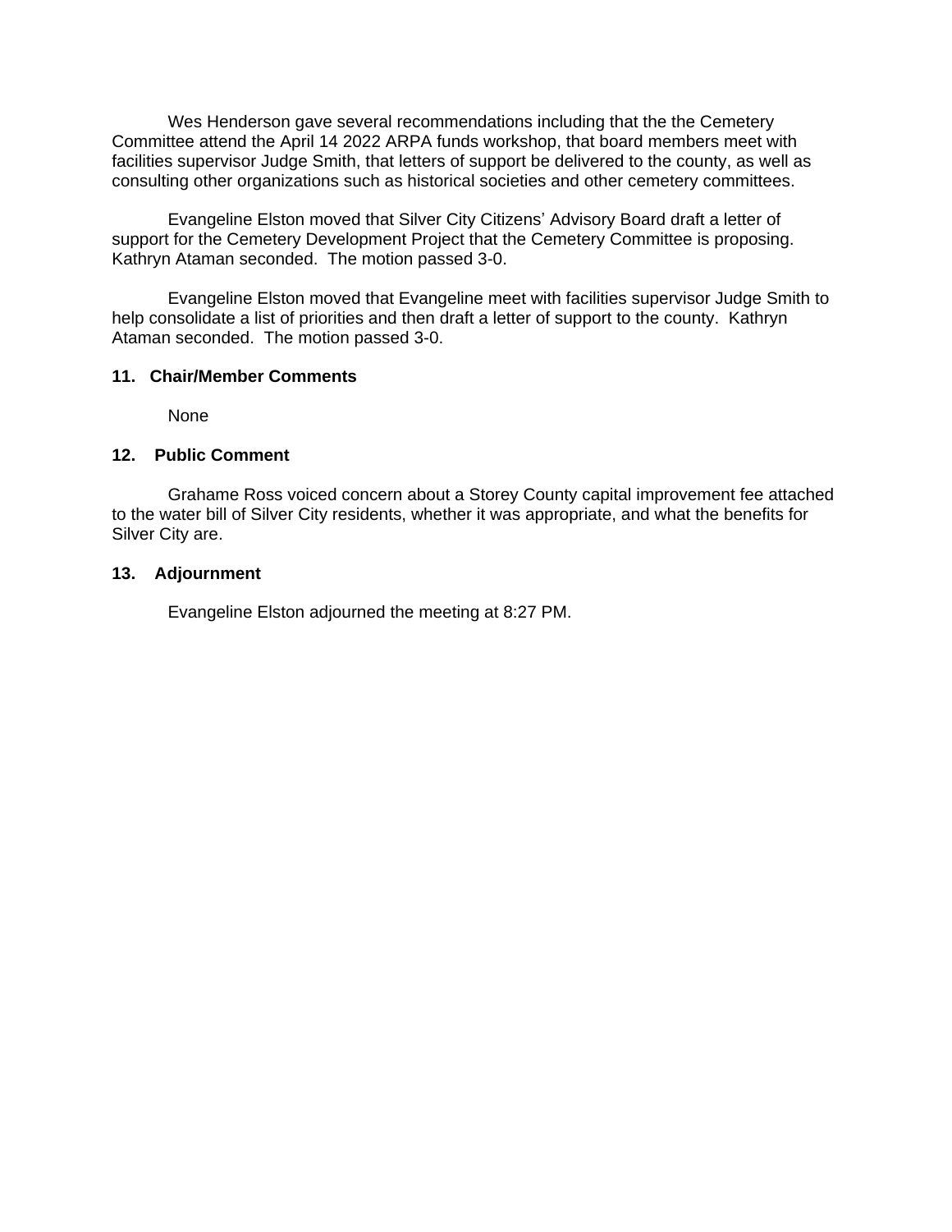Wes Henderson gave several recommendations including that the the Cemetery Committee attend the April 14 2022 ARPA funds workshop, that board members meet with facilities supervisor Judge Smith, that letters of support be delivered to the county, as well as consulting other organizations such as historical societies and other cemetery committees.

Evangeline Elston moved that Silver City Citizens' Advisory Board draft a letter of support for the Cemetery Development Project that the Cemetery Committee is proposing. Kathryn Ataman seconded. The motion passed 3-0.

Evangeline Elston moved that Evangeline meet with facilities supervisor Judge Smith to help consolidate a list of priorities and then draft a letter of support to the county. Kathryn Ataman seconded. The motion passed 3-0.

**11. Chair/Member Comments**

None

**12. Public Comment**

Grahame Ross voiced concern about a Storey County capital improvement fee attached to the water bill of Silver City residents, whether it was appropriate, and what the benefits for Silver City are.

**13. Adjournment**

Evangeline Elston adjourned the meeting at 8:27 PM.